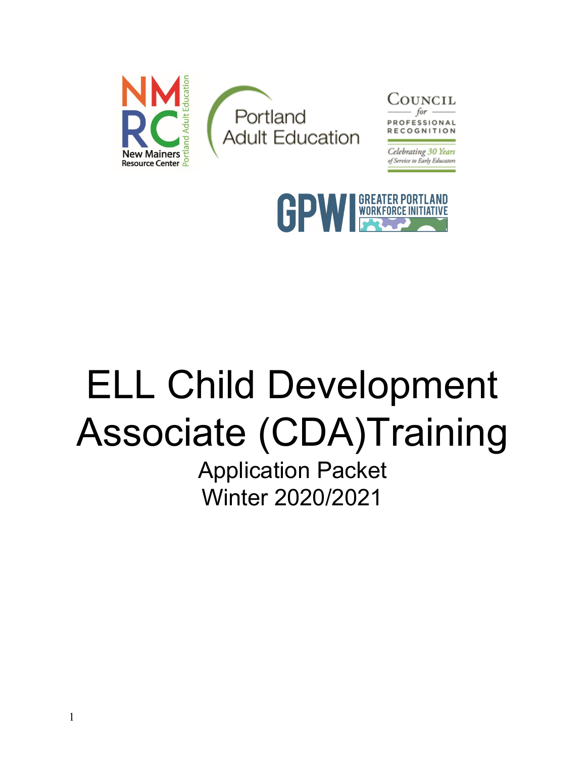# ELL Child Development Associate (CDA)Training

## Application Packet
## Winter 2020/2021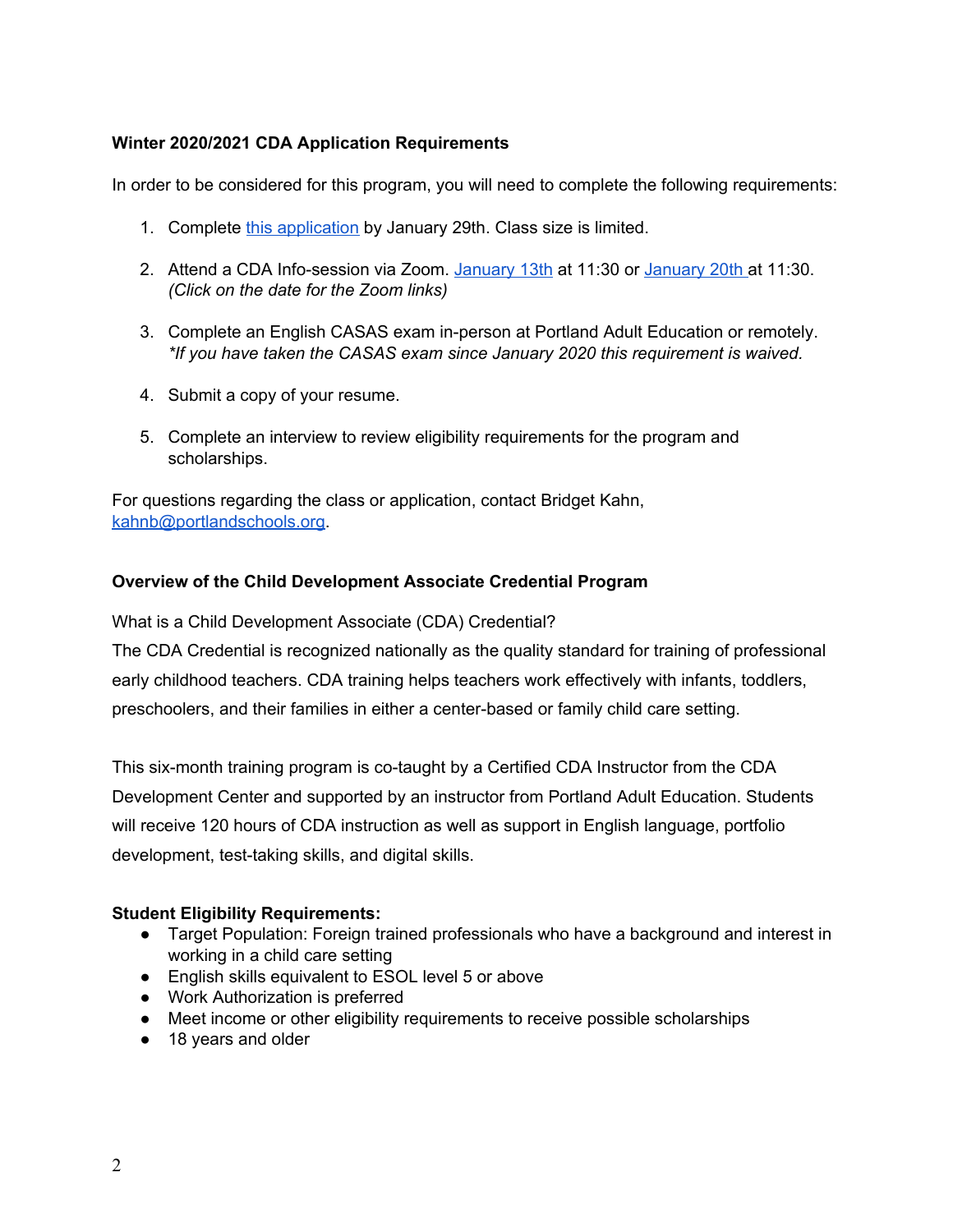**Winter 2020/2021 CDA Application Requirements**

In order to be considered for this program, you will need to complete the following requirements:

1. Complete this application by January 29th. Class size is limited.

2. Attend a CDA Info-session via Zoom. January 13th at 11:30 or January 20th at 11:30. *(Click on the date for the Zoom links)*

3. Complete an English CASAS exam in-person at Portland Adult Education or remotely. *\*If you have taken the CASAS exam since January 2020 this requirement is waived.*

4. Submit a copy of your resume.

5. Complete an interview to review eligibility requirements for the program and scholarships.

For questions regarding the class or application, contact Bridget Kahn, kahnb@portlandschools.org.

**Overview of the Child Development Associate Credential Program**

What is a Child Development Associate (CDA) Credential?
The CDA Credential is recognized nationally as the quality standard for training of professional early childhood teachers. CDA training helps teachers work effectively with infants, toddlers, preschoolers, and their families in either a center-based or family child care setting.

This six-month training program is co-taught by a Certified CDA Instructor from the CDA Development Center and supported by an instructor from Portland Adult Education. Students will receive 120 hours of CDA instruction as well as support in English language, portfolio development, test-taking skills, and digital skills.

**Student Eligibility Requirements:**

- Target Population: Foreign trained professionals who have a background and interest in working in a child care setting
- English skills equivalent to ESOL level 5 or above
- Work Authorization is preferred
- Meet income or other eligibility requirements to receive possible scholarships
- 18 years and older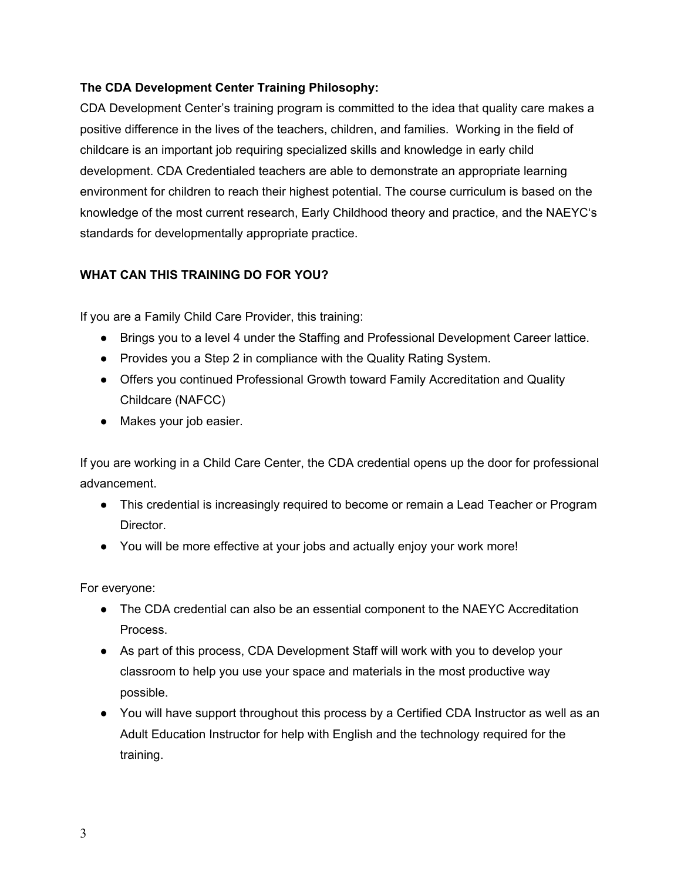**The CDA Development Center Training Philosophy:**

CDA Development Center's training program is committed to the idea that quality care makes a positive difference in the lives of the teachers, children, and families. Working in the field of childcare is an important job requiring specialized skills and knowledge in early child development. CDA Credentialed teachers are able to demonstrate an appropriate learning environment for children to reach their highest potential. The course curriculum is based on the knowledge of the most current research, Early Childhood theory and practice, and the NAEYC's standards for developmentally appropriate practice.

**WHAT CAN THIS TRAINING DO FOR YOU?**

If you are a Family Child Care Provider, this training:

- Brings you to a level 4 under the Staffing and Professional Development Career lattice.
- Provides you a Step 2 in compliance with the Quality Rating System.
- Offers you continued Professional Growth toward Family Accreditation and Quality Childcare (NAFCC)
- Makes your job easier.

If you are working in a Child Care Center, the CDA credential opens up the door for professional advancement.

- This credential is increasingly required to become or remain a Lead Teacher or Program Director.
- You will be more effective at your jobs and actually enjoy your work more!

For everyone:

- The CDA credential can also be an essential component to the NAEYC Accreditation Process.
- As part of this process, CDA Development Staff will work with you to develop your classroom to help you use your space and materials in the most productive way possible.
- You will have support throughout this process by a Certified CDA Instructor as well as an Adult Education Instructor for help with English and the technology required for the training.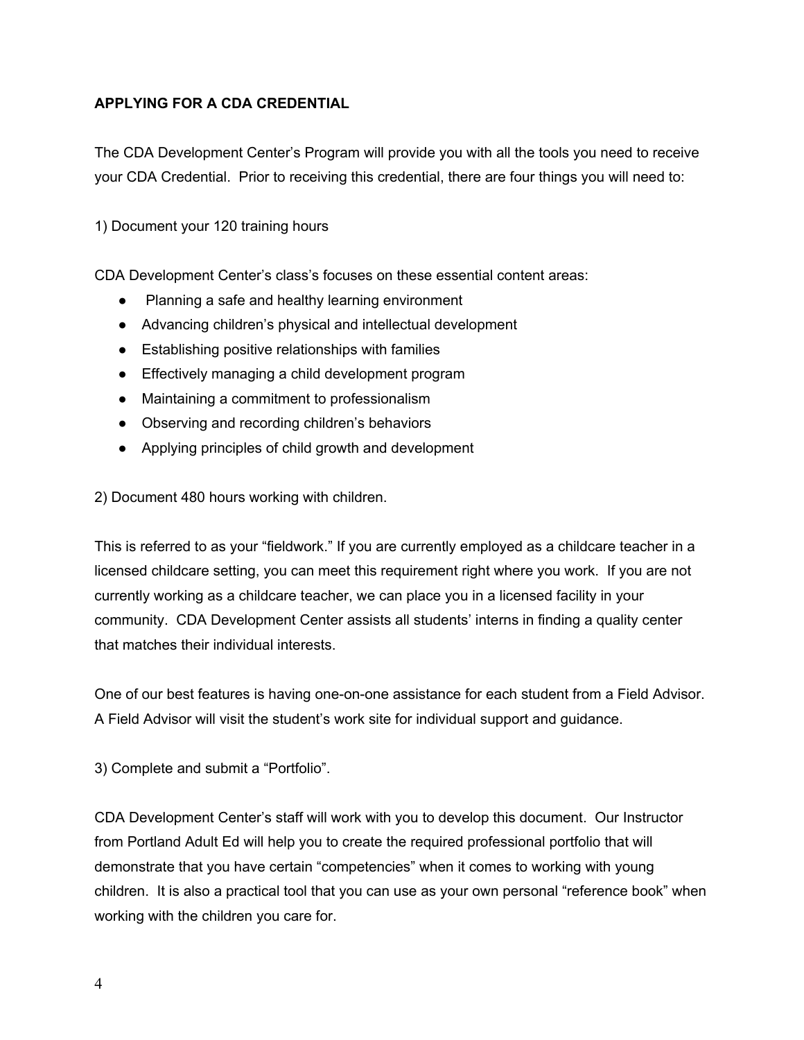**APPLYING FOR A CDA CREDENTIAL**

The CDA Development Center's Program will provide you with all the tools you need to receive your CDA Credential. Prior to receiving this credential, there are four things you will need to:

1) Document your 120 training hours

CDA Development Center's class's focuses on these essential content areas:

- Planning a safe and healthy learning environment
- Advancing children's physical and intellectual development
- Establishing positive relationships with families
- Effectively managing a child development program
- Maintaining a commitment to professionalism
- Observing and recording children's behaviors
- Applying principles of child growth and development

2) Document 480 hours working with children.

This is referred to as your "fieldwork." If you are currently employed as a childcare teacher in a licensed childcare setting, you can meet this requirement right where you work. If you are not currently working as a childcare teacher, we can place you in a licensed facility in your community. CDA Development Center assists all students' interns in finding a quality center that matches their individual interests.

One of our best features is having one-on-one assistance for each student from a Field Advisor. A Field Advisor will visit the student's work site for individual support and guidance.

3) Complete and submit a "Portfolio".

CDA Development Center's staff will work with you to develop this document. Our Instructor from Portland Adult Ed will help you to create the required professional portfolio that will demonstrate that you have certain "competencies" when it comes to working with young children. It is also a practical tool that you can use as your own personal "reference book" when working with the children you care for.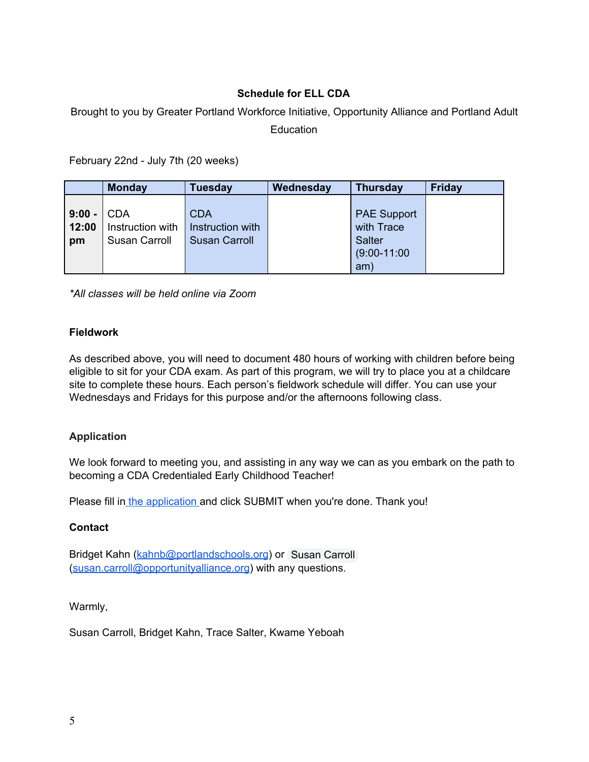**Schedule for ELL CDA**

Brought to you by Greater Portland Workforce Initiative, Opportunity Alliance and Portland Adult Education

February 22nd - July 7th (20 weeks)

| | Monday | Tuesday | Wednesday | Thursday | Friday |
|---|---|---|---|---|---|
| **9:00 - 12:00 pm** | CDA Instruction with Susan Carroll | CDA Instruction with Susan Carroll | | PAE Support with Trace Salter (9:00-11:00 am) | |

*\*All classes will be held online via Zoom*

**Fieldwork**

As described above, you will need to document 480 hours of working with children before being eligible to sit for your CDA exam. As part of this program, we will try to place you at a childcare site to complete these hours. Each person's fieldwork schedule will differ. You can use your Wednesdays and Fridays for this purpose and/or the afternoons following class.

**Application**

We look forward to meeting you, and assisting in any way we can as you embark on the path to becoming a CDA Credentialed Early Childhood Teacher!

Please fill in the application and click SUBMIT when you're done. Thank you!

**Contact**

Bridget Kahn (kahnb@portlandschools.org) or Susan Carroll (susan.carroll@opportunityalliance.org) with any questions.

Warmly,

Susan Carroll, Bridget Kahn, Trace Salter, Kwame Yeboah